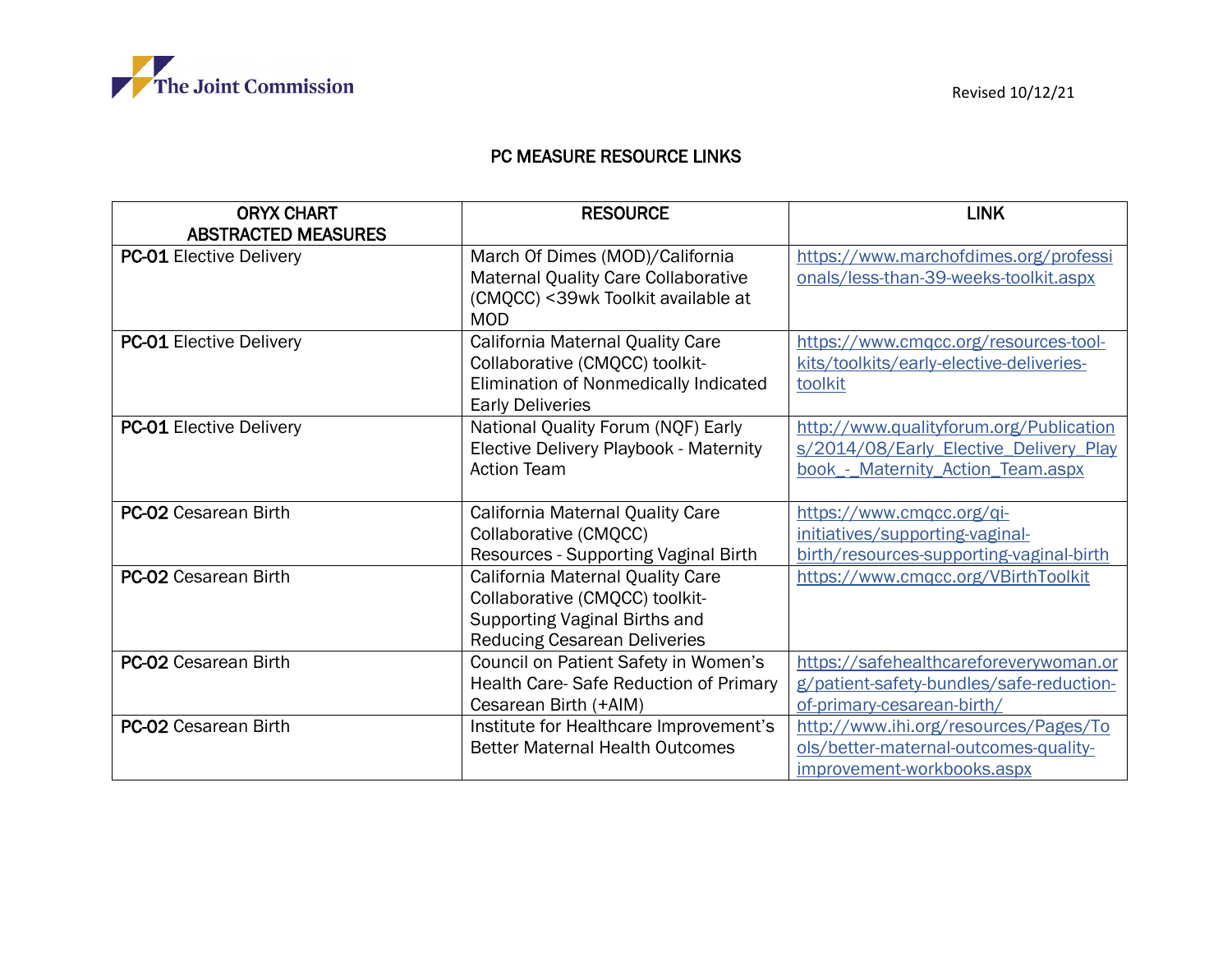The Joint Commission

Revised 10/12/21

# PC MEASURE RESOURCE LINKS

| ORYX CHART ABSTRACTED MEASURES | RESOURCE | LINK |
|---|---|---|
| **PC-01** Elective Delivery | March Of Dimes (MOD)/California Maternal Quality Care Collaborative (CMQCC) <39wk Toolkit available at MOD | https://www.marchofdimes.org/professionals/less-than-39-weeks-toolkit.aspx |
| **PC-01** Elective Delivery | California Maternal Quality Care Collaborative (CMQCC) toolkit- Elimination of Nonmedically Indicated Early Deliveries | https://www.cmqcc.org/resources-tool-kits/toolkits/early-elective-deliveries-toolkit |
| **PC-01** Elective Delivery | National Quality Forum (NQF) Early Elective Delivery Playbook - Maternity Action Team | http://www.qualityforum.org/Publications/2014/08/Early_Elective_Delivery_Playbook_-_Maternity_Action_Team.aspx |
| **PC-02** Cesarean Birth | California Maternal Quality Care Collaborative (CMQCC) Resources - Supporting Vaginal Birth | https://www.cmqcc.org/qi-initiatives/supporting-vaginal-birth/resources-supporting-vaginal-birth |
| **PC-02** Cesarean Birth | California Maternal Quality Care Collaborative (CMQCC) toolkit- Supporting Vaginal Births and Reducing Cesarean Deliveries | https://www.cmqcc.org/VBirthToolkit |
| **PC-02** Cesarean Birth | Council on Patient Safety in Women's Health Care- Safe Reduction of Primary Cesarean Birth (+AIM) | https://safehealthcareforeverywoman.org/patient-safety-bundles/safe-reduction-of-primary-cesarean-birth/ |
| **PC-02** Cesarean Birth | Institute for Healthcare Improvement's Better Maternal Health Outcomes | http://www.ihi.org/resources/Pages/Tools/better-maternal-outcomes-quality-improvement-workbooks.aspx |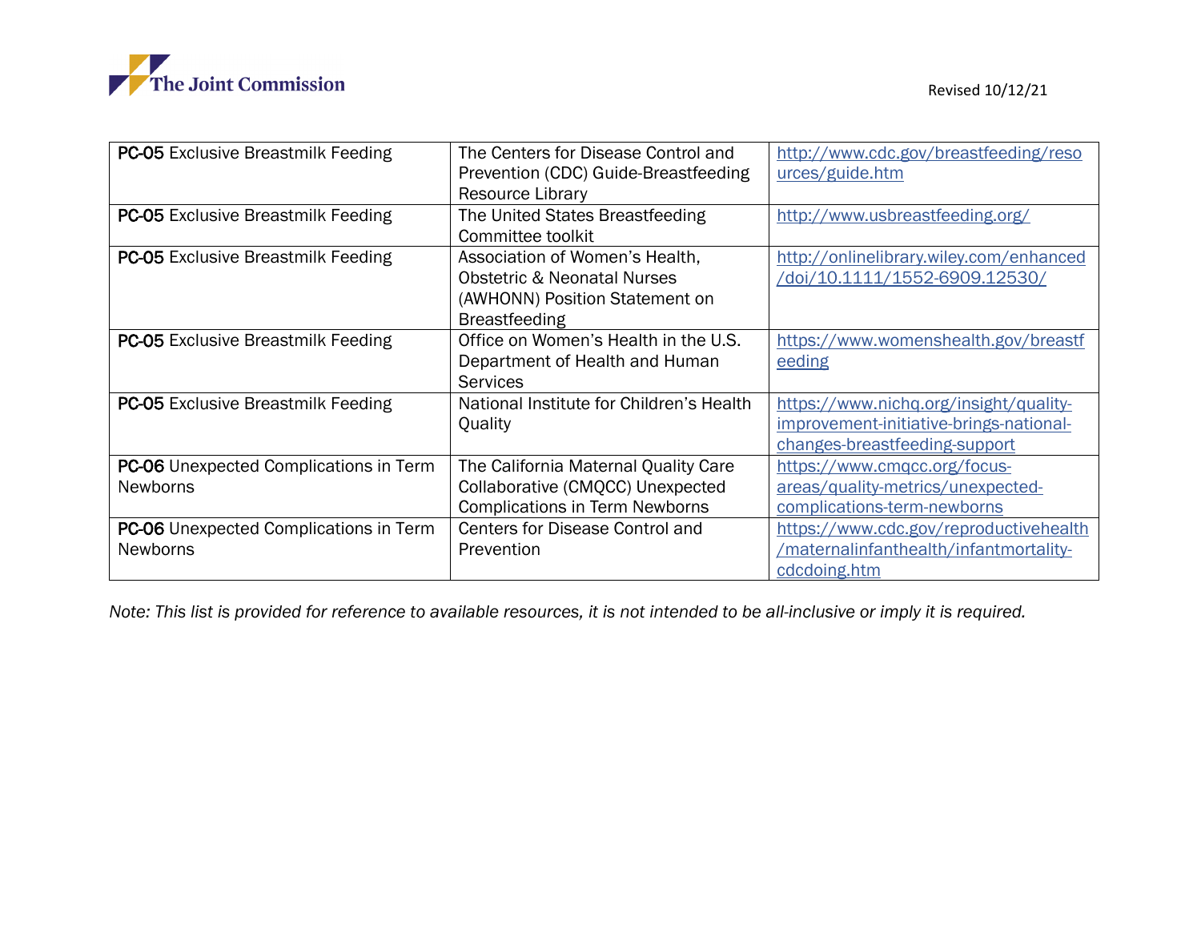| | | |
|---|---|---|
| **PC-05** Exclusive Breastmilk Feeding | The Centers for Disease Control and Prevention (CDC) Guide-Breastfeeding Resource Library | http://www.cdc.gov/breastfeeding/resources/guide.htm |
| **PC-05** Exclusive Breastmilk Feeding | The United States Breastfeeding Committee toolkit | http://www.usbreastfeeding.org/ |
| **PC-05** Exclusive Breastmilk Feeding | Association of Women's Health, Obstetric & Neonatal Nurses (AWHONN) Position Statement on Breastfeeding | http://onlinelibrary.wiley.com/enhanced/doi/10.1111/1552-6909.12530/ |
| **PC-05** Exclusive Breastmilk Feeding | Office on Women's Health in the U.S. Department of Health and Human Services | https://www.womenshealth.gov/breastfeeding |
| **PC-05** Exclusive Breastmilk Feeding | National Institute for Children's Health Quality | https://www.nichq.org/insight/quality-improvement-initiative-brings-national-changes-breastfeeding-support |
| **PC-06** Unexpected Complications in Term Newborns | The California Maternal Quality Care Collaborative (CMQCC) Unexpected Complications in Term Newborns | https://www.cmqcc.org/focus-areas/quality-metrics/unexpected-complications-term-newborns |
| **PC-06** Unexpected Complications in Term Newborns | Centers for Disease Control and Prevention | https://www.cdc.gov/reproductivehealth/maternalinfanthealth/infantmortality-cdcdoing.htm |

*Note: This list is provided for reference to available resources, it is not intended to be all-inclusive or imply it is required.*